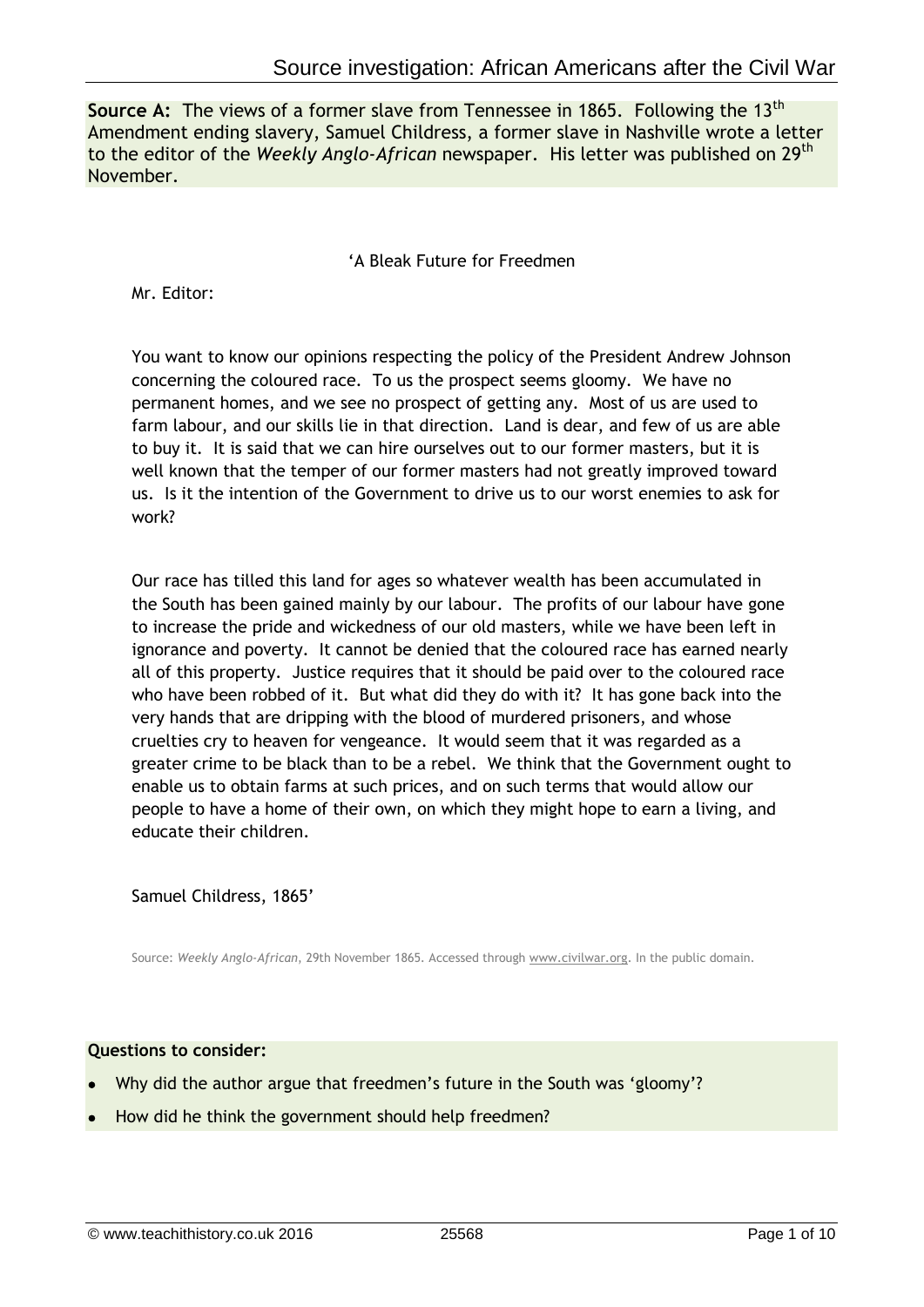**Source A:** The views of a former slave from Tennessee in 1865. Following the 13th Amendment ending slavery, Samuel Childress, a former slave in Nashville wrote a letter to the editor of the *Weekly Anglo-African* newspaper. His letter was published on 29th November.

'A Bleak Future for Freedmen

Mr. Editor:

You want to know our opinions respecting the policy of the President Andrew Johnson concerning the coloured race. To us the prospect seems gloomy. We have no permanent homes, and we see no prospect of getting any. Most of us are used to farm labour, and our skills lie in that direction. Land is dear, and few of us are able to buy it. It is said that we can hire ourselves out to our former masters, but it is well known that the temper of our former masters had not greatly improved toward us. Is it the intention of the Government to drive us to our worst enemies to ask for work?

Our race has tilled this land for ages so whatever wealth has been accumulated in the South has been gained mainly by our labour. The profits of our labour have gone to increase the pride and wickedness of our old masters, while we have been left in ignorance and poverty. It cannot be denied that the coloured race has earned nearly all of this property. Justice requires that it should be paid over to the coloured race who have been robbed of it. But what did they do with it? It has gone back into the very hands that are dripping with the blood of murdered prisoners, and whose cruelties cry to heaven for vengeance. It would seem that it was regarded as a greater crime to be black than to be a rebel. We think that the Government ought to enable us to obtain farms at such prices, and on such terms that would allow our people to have a home of their own, on which they might hope to earn a living, and educate their children.

Samuel Childress, 1865'

Source: *Weekly Anglo-African*, 29th November 1865. Accessed through www.civilwar.org. In the public domain.

**Questions to consider:**

- Why did the author argue that freedmen's future in the South was 'gloomy'?
- How did he think the government should help freedmen?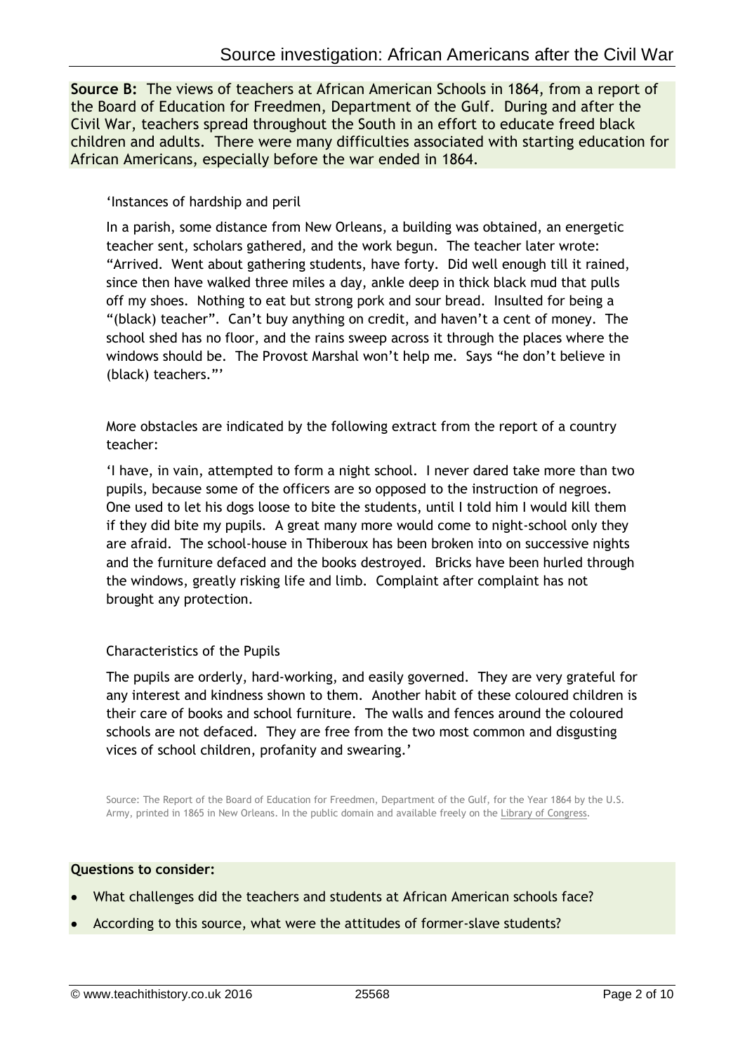**Source B:** The views of teachers at African American Schools in 1864, from a report of the Board of Education for Freedmen, Department of the Gulf. During and after the Civil War, teachers spread throughout the South in an effort to educate freed black children and adults. There were many difficulties associated with starting education for African Americans, especially before the war ended in 1864.

'Instances of hardship and peril

In a parish, some distance from New Orleans, a building was obtained, an energetic teacher sent, scholars gathered, and the work begun. The teacher later wrote: "Arrived. Went about gathering students, have forty. Did well enough till it rained, since then have walked three miles a day, ankle deep in thick black mud that pulls off my shoes. Nothing to eat but strong pork and sour bread. Insulted for being a "(black) teacher". Can't buy anything on credit, and haven't a cent of money. The school shed has no floor, and the rains sweep across it through the places where the windows should be. The Provost Marshal won't help me. Says "he don't believe in (black) teachers."'

More obstacles are indicated by the following extract from the report of a country teacher:

'I have, in vain, attempted to form a night school. I never dared take more than two pupils, because some of the officers are so opposed to the instruction of negroes. One used to let his dogs loose to bite the students, until I told him I would kill them if they did bite my pupils. A great many more would come to night-school only they are afraid. The school-house in Thiberoux has been broken into on successive nights and the furniture defaced and the books destroyed. Bricks have been hurled through the windows, greatly risking life and limb. Complaint after complaint has not brought any protection.

Characteristics of the Pupils

The pupils are orderly, hard-working, and easily governed. They are very grateful for any interest and kindness shown to them. Another habit of these coloured children is their care of books and school furniture. The walls and fences around the coloured schools are not defaced. They are free from the two most common and disgusting vices of school children, profanity and swearing.'

Source: The Report of the Board of Education for Freedmen, Department of the Gulf, for the Year 1864 by the U.S. Army, printed in 1865 in New Orleans. In the public domain and available freely on the Library of Congress.

**Questions to consider:**

- What challenges did the teachers and students at African American schools face?
- According to this source, what were the attitudes of former-slave students?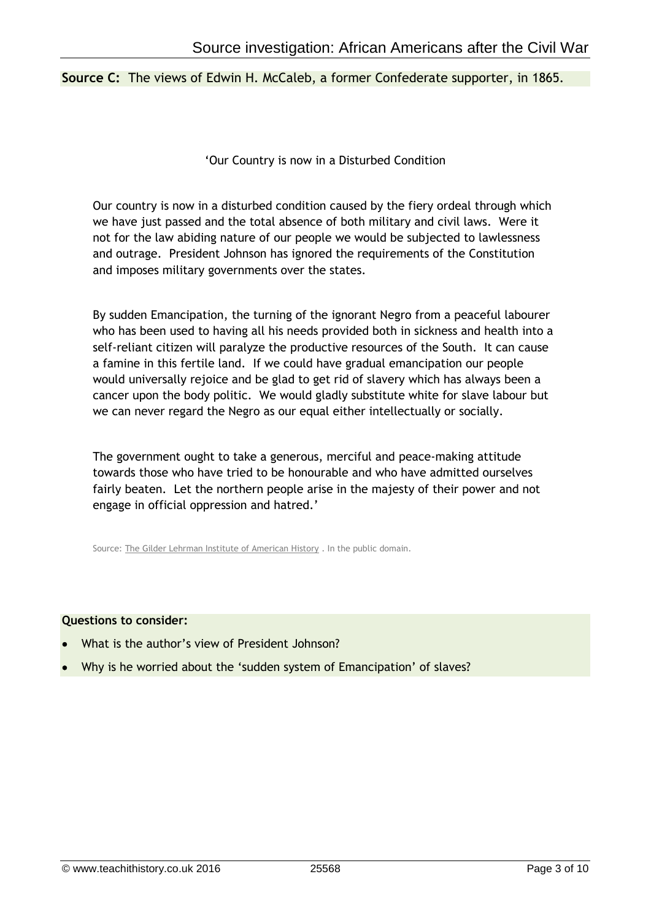**Source C:** The views of Edwin H. McCaleb, a former Confederate supporter, in 1865.

'Our Country is now in a Disturbed Condition

Our country is now in a disturbed condition caused by the fiery ordeal through which we have just passed and the total absence of both military and civil laws. Were it not for the law abiding nature of our people we would be subjected to lawlessness and outrage. President Johnson has ignored the requirements of the Constitution and imposes military governments over the states.

By sudden Emancipation, the turning of the ignorant Negro from a peaceful labourer who has been used to having all his needs provided both in sickness and health into a self-reliant citizen will paralyze the productive resources of the South. It can cause a famine in this fertile land. If we could have gradual emancipation our people would universally rejoice and be glad to get rid of slavery which has always been a cancer upon the body politic. We would gladly substitute white for slave labour but we can never regard the Negro as our equal either intellectually or socially.

The government ought to take a generous, merciful and peace-making attitude towards those who have tried to be honourable and who have admitted ourselves fairly beaten. Let the northern people arise in the majesty of their power and not engage in official oppression and hatred.'

Source: The Gilder Lehrman Institute of American History . In the public domain.

**Questions to consider:**

- What is the author's view of President Johnson?
- Why is he worried about the 'sudden system of Emancipation' of slaves?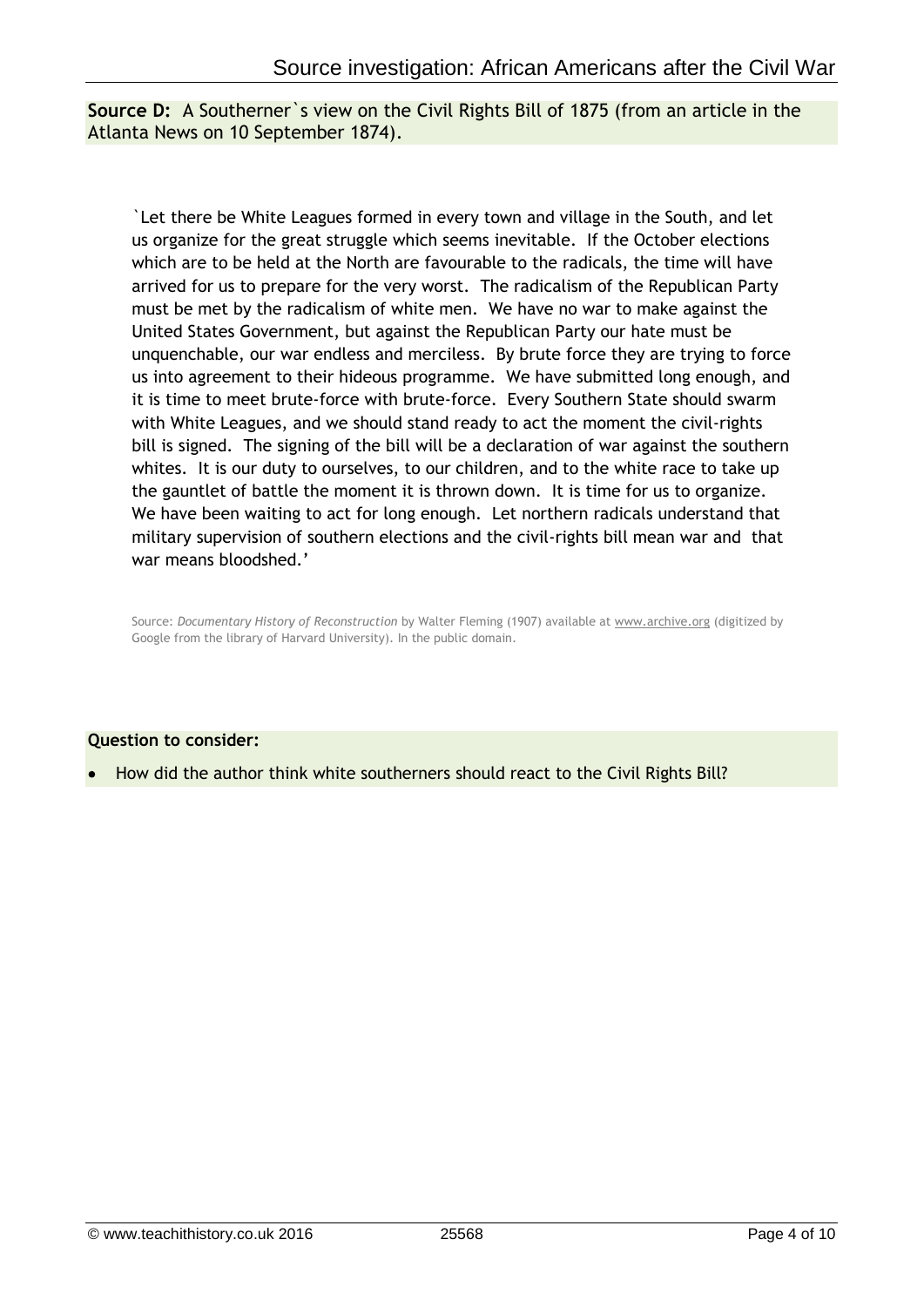**Source D:** A Southerner`s view on the Civil Rights Bill of 1875 (from an article in the Atlanta News on 10 September 1874).

> `Let there be White Leagues formed in every town and village in the South, and let us organize for the great struggle which seems inevitable. If the October elections which are to be held at the North are favourable to the radicals, the time will have arrived for us to prepare for the very worst. The radicalism of the Republican Party must be met by the radicalism of white men. We have no war to make against the United States Government, but against the Republican Party our hate must be unquenchable, our war endless and merciless. By brute force they are trying to force us into agreement to their hideous programme. We have submitted long enough, and it is time to meet brute-force with brute-force. Every Southern State should swarm with White Leagues, and we should stand ready to act the moment the civil-rights bill is signed. The signing of the bill will be a declaration of war against the southern whites. It is our duty to ourselves, to our children, and to the white race to take up the gauntlet of battle the moment it is thrown down. It is time for us to organize. We have been waiting to act for long enough. Let northern radicals understand that military supervision of southern elections and the civil-rights bill mean war and that war means bloodshed.'

Source: *Documentary History of Reconstruction* by Walter Fleming (1907) available at www.archive.org (digitized by Google from the library of Harvard University). In the public domain.

**Question to consider:**

- How did the author think white southerners should react to the Civil Rights Bill?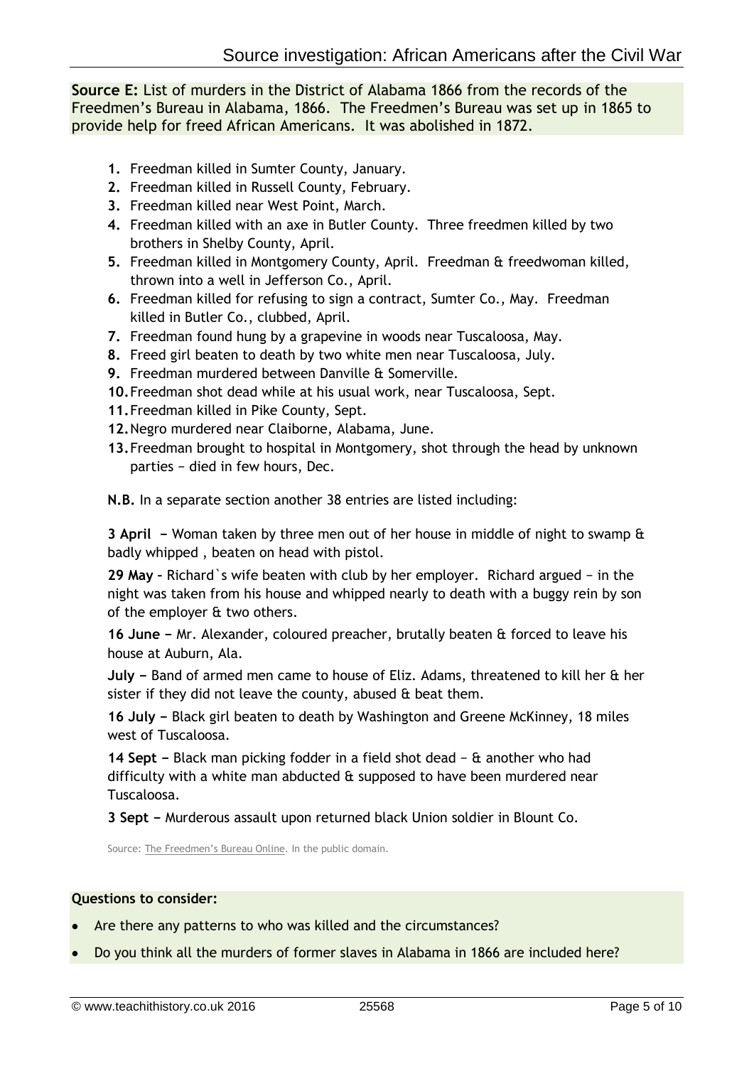**Source E:** List of murders in the District of Alabama 1866 from the records of the Freedmen's Bureau in Alabama, 1866. The Freedmen's Bureau was set up in 1865 to provide help for freed African Americans. It was abolished in 1872.

1. Freedman killed in Sumter County, January.
2. Freedman killed in Russell County, February.
3. Freedman killed near West Point, March.
4. Freedman killed with an axe in Butler County. Three freedmen killed by two brothers in Shelby County, April.
5. Freedman killed in Montgomery County, April. Freedman & freedwoman killed, thrown into a well in Jefferson Co., April.
6. Freedman killed for refusing to sign a contract, Sumter Co., May. Freedman killed in Butler Co., clubbed, April.
7. Freedman found hung by a grapevine in woods near Tuscaloosa, May.
8. Freed girl beaten to death by two white men near Tuscaloosa, July.
9. Freedman murdered between Danville & Somerville.
10. Freedman shot dead while at his usual work, near Tuscaloosa, Sept.
11. Freedman killed in Pike County, Sept.
12. Negro murdered near Claiborne, Alabama, June.
13. Freedman brought to hospital in Montgomery, shot through the head by unknown parties – died in few hours, Dec.

**N.B.** In a separate section another 38 entries are listed including:

**3 April –** Woman taken by three men out of her house in middle of night to swamp & badly whipped , beaten on head with pistol.

**29 May –** Richard`s wife beaten with club by her employer. Richard argued – in the night was taken from his house and whipped nearly to death with a buggy rein by son of the employer & two others.

**16 June –** Mr. Alexander, coloured preacher, brutally beaten & forced to leave his house at Auburn, Ala.

**July –** Band of armed men came to house of Eliz. Adams, threatened to kill her & her sister if they did not leave the county, abused & beat them.

**16 July –** Black girl beaten to death by Washington and Greene McKinney, 18 miles west of Tuscaloosa.

**14 Sept –** Black man picking fodder in a field shot dead – & another who had difficulty with a white man abducted & supposed to have been murdered near Tuscaloosa.

**3 Sept –** Murderous assault upon returned black Union soldier in Blount Co.

Source: The Freedmen's Bureau Online. In the public domain.

**Questions to consider:**

- Are there any patterns to who was killed and the circumstances?
- Do you think all the murders of former slaves in Alabama in 1866 are included here?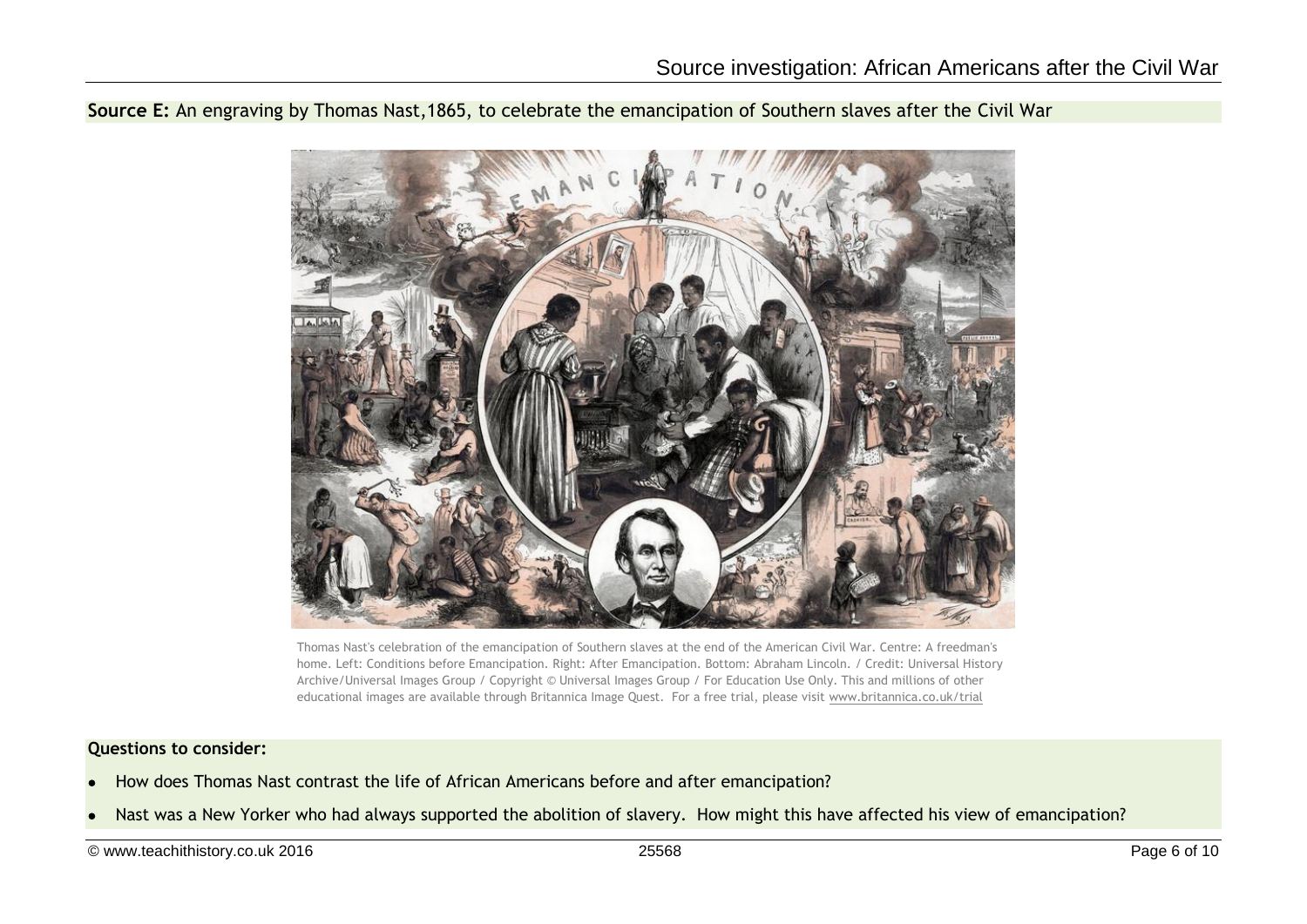**Source E:** An engraving by Thomas Nast,1865, to celebrate the emancipation of Southern slaves after the Civil War

Thomas Nast's celebration of the emancipation of Southern slaves at the end of the American Civil War. Centre: A freedman's home. Left: Conditions before Emancipation. Right: After Emancipation. Bottom: Abraham Lincoln. / Credit: Universal History Archive/Universal Images Group / Copyright © Universal Images Group / For Education Use Only. This and millions of other educational images are available through Britannica Image Quest. For a free trial, please visit www.britannica.co.uk/trial

**Questions to consider:**

- How does Thomas Nast contrast the life of African Americans before and after emancipation?
- Nast was a New Yorker who had always supported the abolition of slavery. How might this have affected his view of emancipation?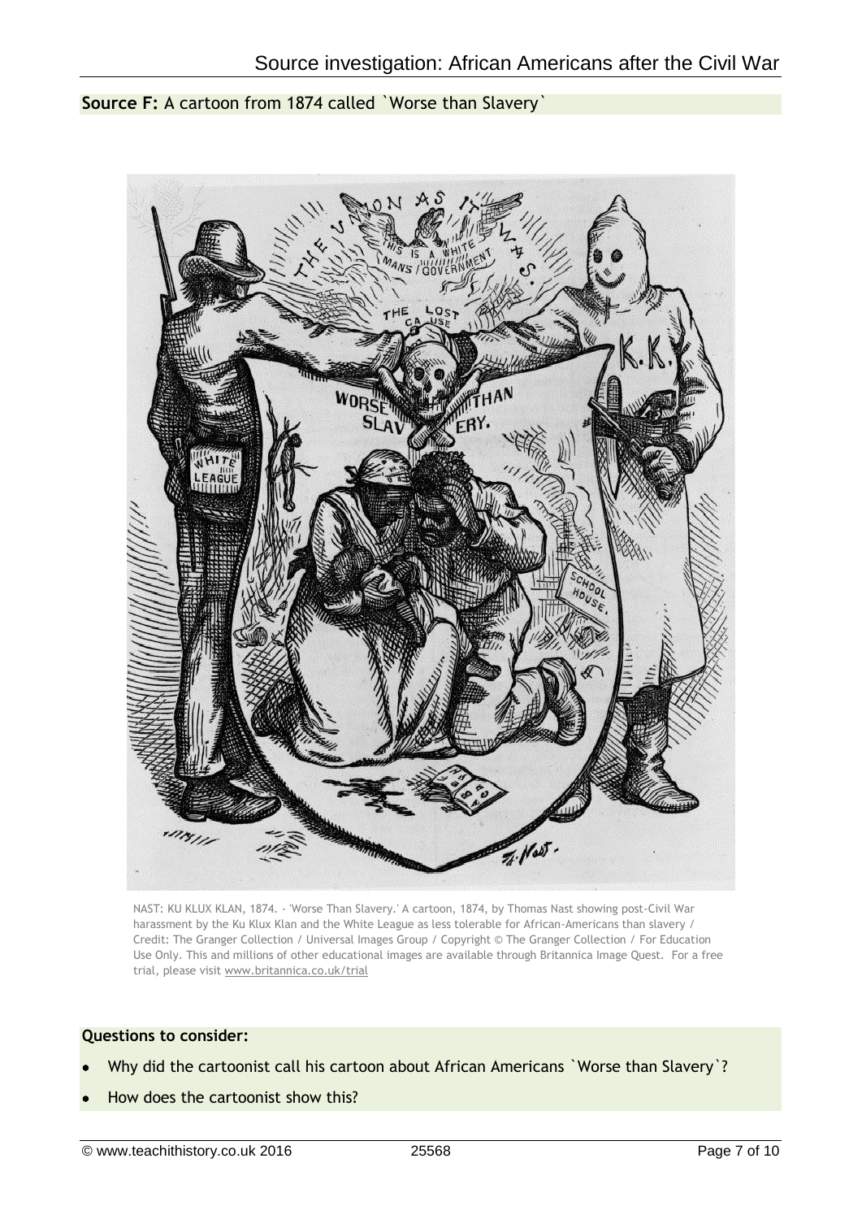**Source F:** A cartoon from 1874 called `Worse than Slavery`

NAST: KU KLUX KLAN, 1874. - 'Worse Than Slavery.' A cartoon, 1874, by Thomas Nast showing post-Civil War harassment by the Ku Klux Klan and the White League as less tolerable for African-Americans than slavery / Credit: The Granger Collection / Universal Images Group / Copyright © The Granger Collection / For Education Use Only. This and millions of other educational images are available through Britannica Image Quest. For a free trial, please visit www.britannica.co.uk/trial

**Questions to consider:**

- Why did the cartoonist call his cartoon about African Americans `Worse than Slavery`?
- How does the cartoonist show this?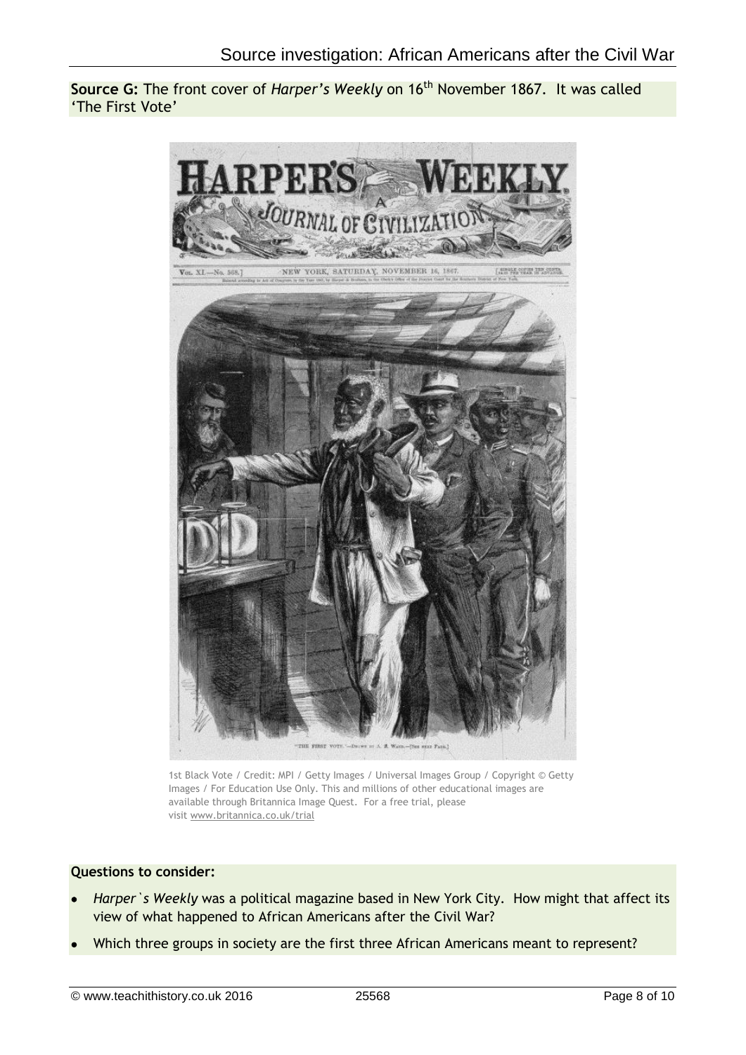**Source G:** The front cover of *Harper's Weekly* on 16th November 1867. It was called 'The First Vote'

1st Black Vote / Credit: MPI / Getty Images / Universal Images Group / Copyright © Getty Images / For Education Use Only. This and millions of other educational images are available through Britannica Image Quest. For a free trial, please visit www.britannica.co.uk/trial

**Questions to consider:**

- *Harper`s Weekly* was a political magazine based in New York City. How might that affect its view of what happened to African Americans after the Civil War?
- Which three groups in society are the first three African Americans meant to represent?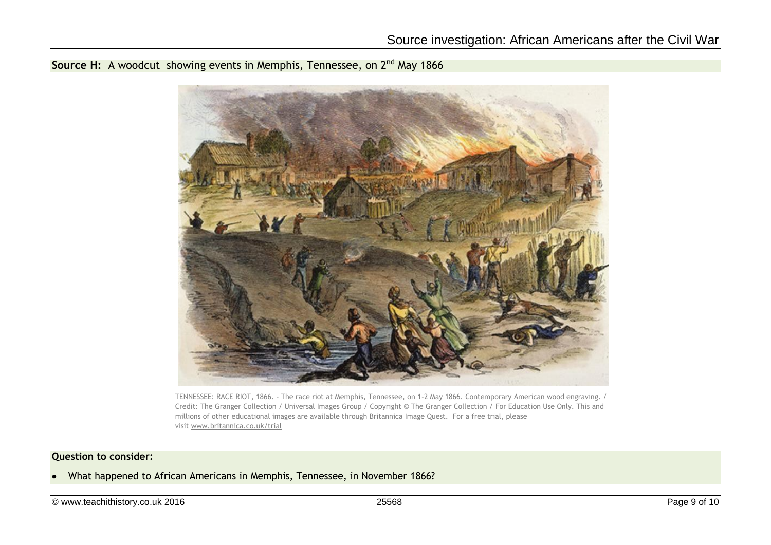**Source H:** A woodcut showing events in Memphis, Tennessee, on 2$^{nd}$ May 1866

TENNESSEE: RACE RIOT, 1866. - The race riot at Memphis, Tennessee, on 1-2 May 1866. Contemporary American wood engraving. / Credit: The Granger Collection / Universal Images Group / Copyright © The Granger Collection / For Education Use Only. This and millions of other educational images are available through Britannica Image Quest. For a free trial, please visit www.britannica.co.uk/trial

**Question to consider:**

- What happened to African Americans in Memphis, Tennessee, in November 1866?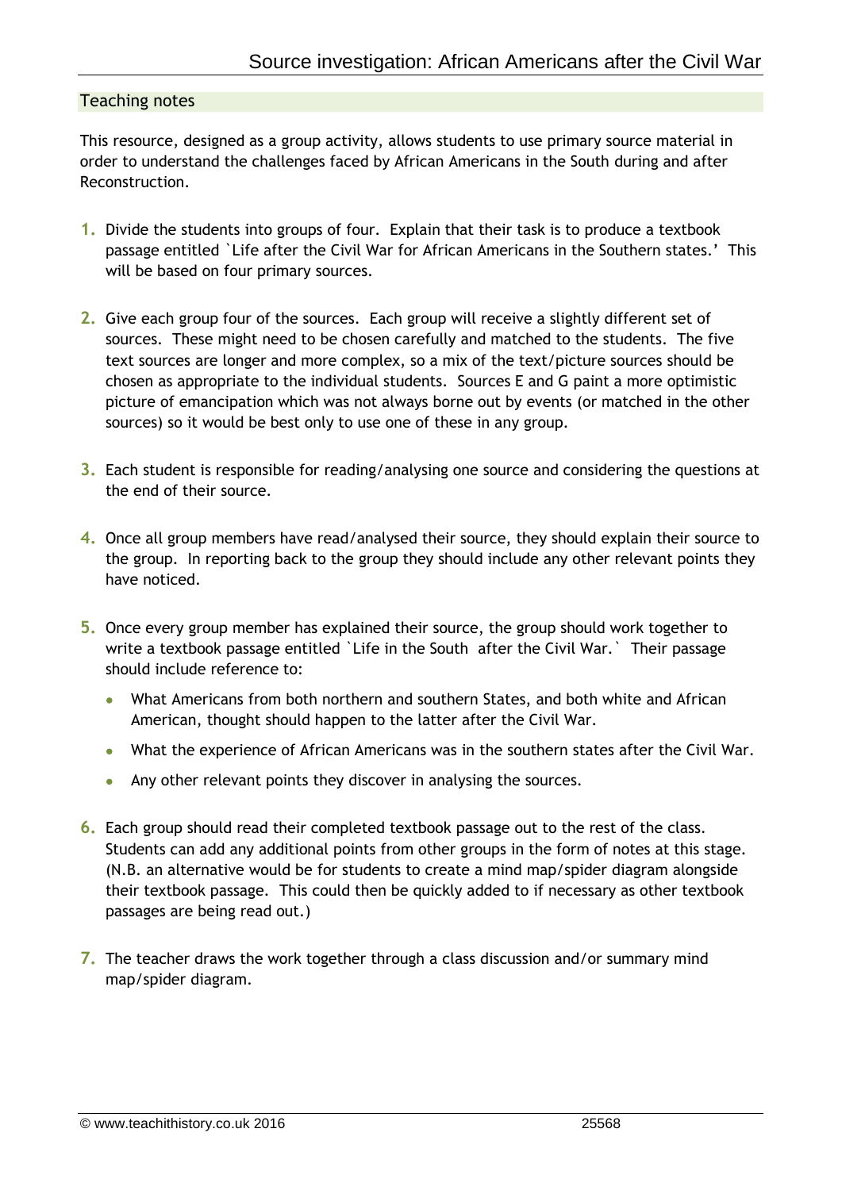## Teaching notes

This resource, designed as a group activity, allows students to use primary source material in order to understand the challenges faced by African Americans in the South during and after Reconstruction.

1. Divide the students into groups of four. Explain that their task is to produce a textbook passage entitled `Life after the Civil War for African Americans in the Southern states.' This will be based on four primary sources.

2. Give each group four of the sources. Each group will receive a slightly different set of sources. These might need to be chosen carefully and matched to the students. The five text sources are longer and more complex, so a mix of the text/picture sources should be chosen as appropriate to the individual students. Sources E and G paint a more optimistic picture of emancipation which was not always borne out by events (or matched in the other sources) so it would be best only to use one of these in any group.

3. Each student is responsible for reading/analysing one source and considering the questions at the end of their source.

4. Once all group members have read/analysed their source, they should explain their source to the group. In reporting back to the group they should include any other relevant points they have noticed.

5. Once every group member has explained their source, the group should work together to write a textbook passage entitled `Life in the South after the Civil War.` Their passage should include reference to:
   - What Americans from both northern and southern States, and both white and African American, thought should happen to the latter after the Civil War.
   - What the experience of African Americans was in the southern states after the Civil War.
   - Any other relevant points they discover in analysing the sources.

6. Each group should read their completed textbook passage out to the rest of the class. Students can add any additional points from other groups in the form of notes at this stage. (N.B. an alternative would be for students to create a mind map/spider diagram alongside their textbook passage. This could then be quickly added to if necessary as other textbook passages are being read out.)

7. The teacher draws the work together through a class discussion and/or summary mind map/spider diagram.